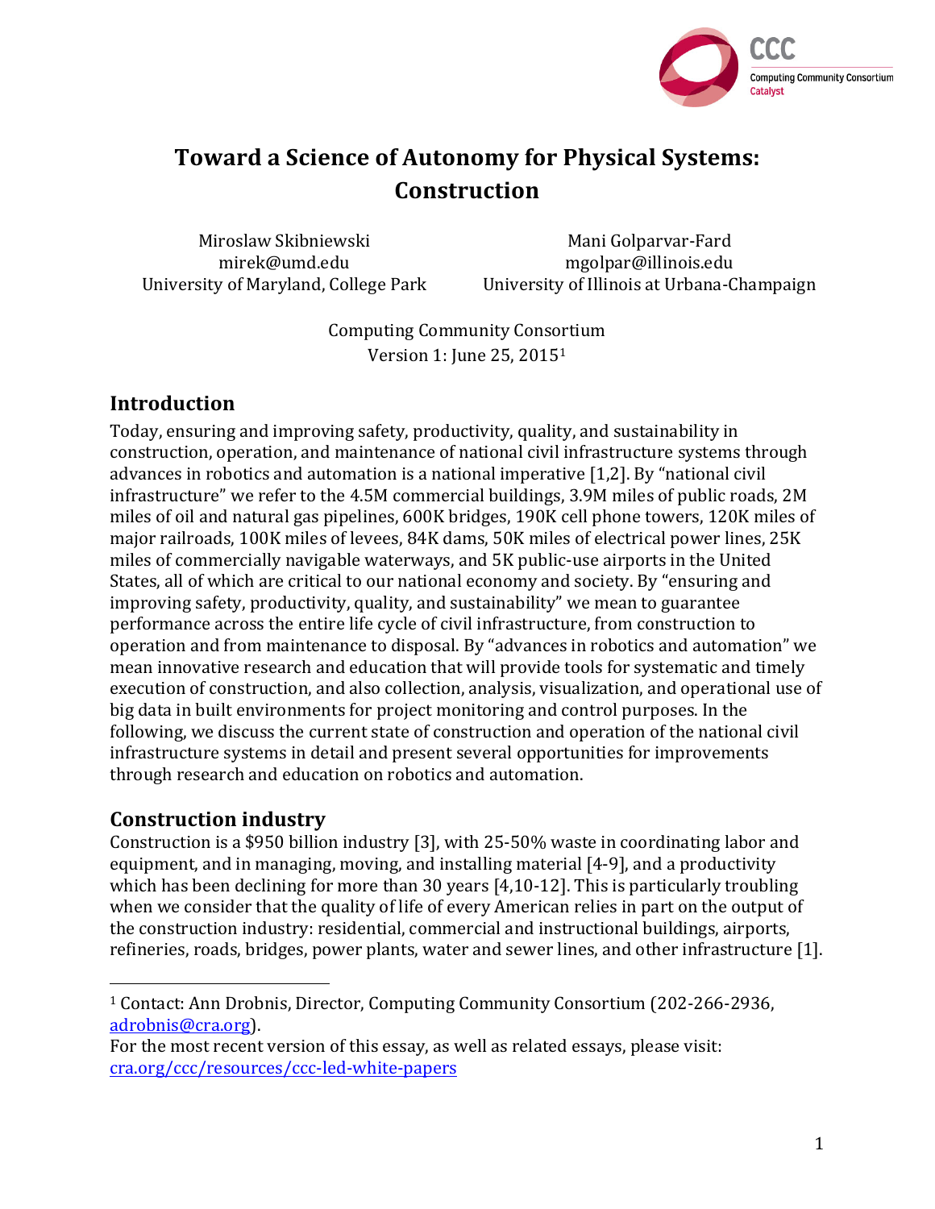# Toward a Science of Autonomy for Physical Systems: Construction

Miroslaw Skibniewski
mirek@umd.edu
University of Maryland, College Park

Mani Golparvar-Fard
mgolpar@illinois.edu
University of Illinois at Urbana-Champaign

Computing Community Consortium
Version 1: June 25, 2015[1]

## Introduction

Today, ensuring and improving safety, productivity, quality, and sustainability in construction, operation, and maintenance of national civil infrastructure systems through advances in robotics and automation is a national imperative [1,2]. By "national civil infrastructure" we refer to the 4.5M commercial buildings, 3.9M miles of public roads, 2M miles of oil and natural gas pipelines, 600K bridges, 190K cell phone towers, 120K miles of major railroads, 100K miles of levees, 84K dams, 50K miles of electrical power lines, 25K miles of commercially navigable waterways, and 5K public-use airports in the United States, all of which are critical to our national economy and society. By "ensuring and improving safety, productivity, quality, and sustainability" we mean to guarantee performance across the entire life cycle of civil infrastructure, from construction to operation and from maintenance to disposal. By "advances in robotics and automation" we mean innovative research and education that will provide tools for systematic and timely execution of construction, and also collection, analysis, visualization, and operational use of big data in built environments for project monitoring and control purposes. In the following, we discuss the current state of construction and operation of the national civil infrastructure systems in detail and present several opportunities for improvements through research and education on robotics and automation.

## Construction industry

Construction is a $950 billion industry [3], with 25-50% waste in coordinating labor and equipment, and in managing, moving, and installing material [4-9], and a productivity which has been declining for more than 30 years [4,10-12]. This is particularly troubling when we consider that the quality of life of every American relies in part on the output of the construction industry: residential, commercial and instructional buildings, airports, refineries, roads, bridges, power plants, water and sewer lines, and other infrastructure [1].

---

[1] Contact: Ann Drobnis, Director, Computing Community Consortium (202-266-2936, adrobnis@cra.org).
For the most recent version of this essay, as well as related essays, please visit: cra.org/ccc/resources/ccc-led-white-papers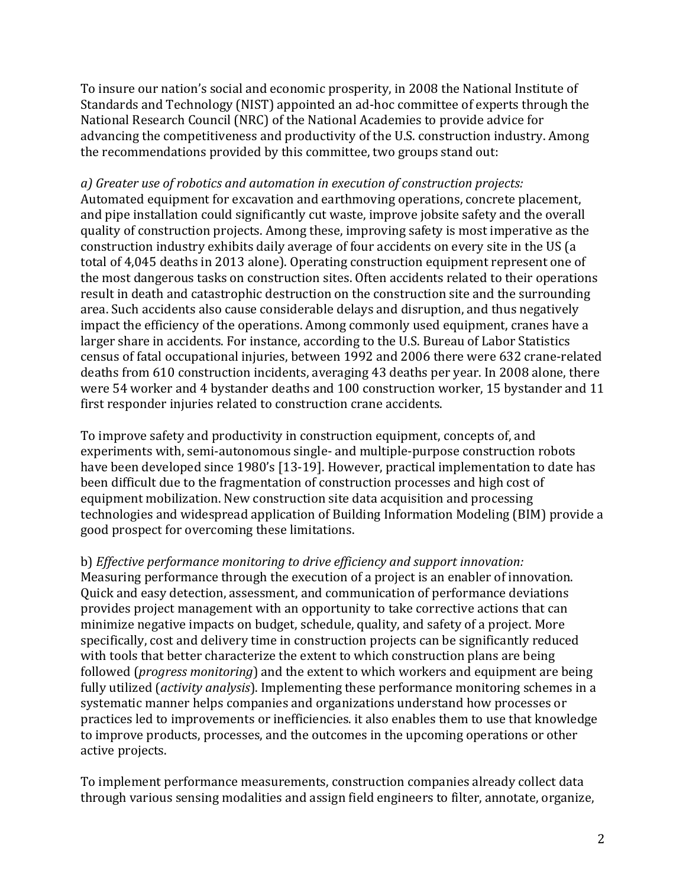To insure our nation's social and economic prosperity, in 2008 the National Institute of Standards and Technology (NIST) appointed an ad-hoc committee of experts through the National Research Council (NRC) of the National Academies to provide advice for advancing the competitiveness and productivity of the U.S. construction industry. Among the recommendations provided by this committee, two groups stand out:

*a) Greater use of robotics and automation in execution of construction projects:* Automated equipment for excavation and earthmoving operations, concrete placement, and pipe installation could significantly cut waste, improve jobsite safety and the overall quality of construction projects. Among these, improving safety is most imperative as the construction industry exhibits daily average of four accidents on every site in the US (a total of 4,045 deaths in 2013 alone). Operating construction equipment represent one of the most dangerous tasks on construction sites. Often accidents related to their operations result in death and catastrophic destruction on the construction site and the surrounding area. Such accidents also cause considerable delays and disruption, and thus negatively impact the efficiency of the operations. Among commonly used equipment, cranes have a larger share in accidents. For instance, according to the U.S. Bureau of Labor Statistics census of fatal occupational injuries, between 1992 and 2006 there were 632 crane-related deaths from 610 construction incidents, averaging 43 deaths per year. In 2008 alone, there were 54 worker and 4 bystander deaths and 100 construction worker, 15 bystander and 11 first responder injuries related to construction crane accidents.

To improve safety and productivity in construction equipment, concepts of, and experiments with, semi-autonomous single- and multiple-purpose construction robots have been developed since 1980's [13-19]. However, practical implementation to date has been difficult due to the fragmentation of construction processes and high cost of equipment mobilization. New construction site data acquisition and processing technologies and widespread application of Building Information Modeling (BIM) provide a good prospect for overcoming these limitations.

b) *Effective performance monitoring to drive efficiency and support innovation:* Measuring performance through the execution of a project is an enabler of innovation. Quick and easy detection, assessment, and communication of performance deviations provides project management with an opportunity to take corrective actions that can minimize negative impacts on budget, schedule, quality, and safety of a project. More specifically, cost and delivery time in construction projects can be significantly reduced with tools that better characterize the extent to which construction plans are being followed (*progress monitoring*) and the extent to which workers and equipment are being fully utilized (*activity analysis*). Implementing these performance monitoring schemes in a systematic manner helps companies and organizations understand how processes or practices led to improvements or inefficiencies. it also enables them to use that knowledge to improve products, processes, and the outcomes in the upcoming operations or other active projects.

To implement performance measurements, construction companies already collect data through various sensing modalities and assign field engineers to filter, annotate, organize,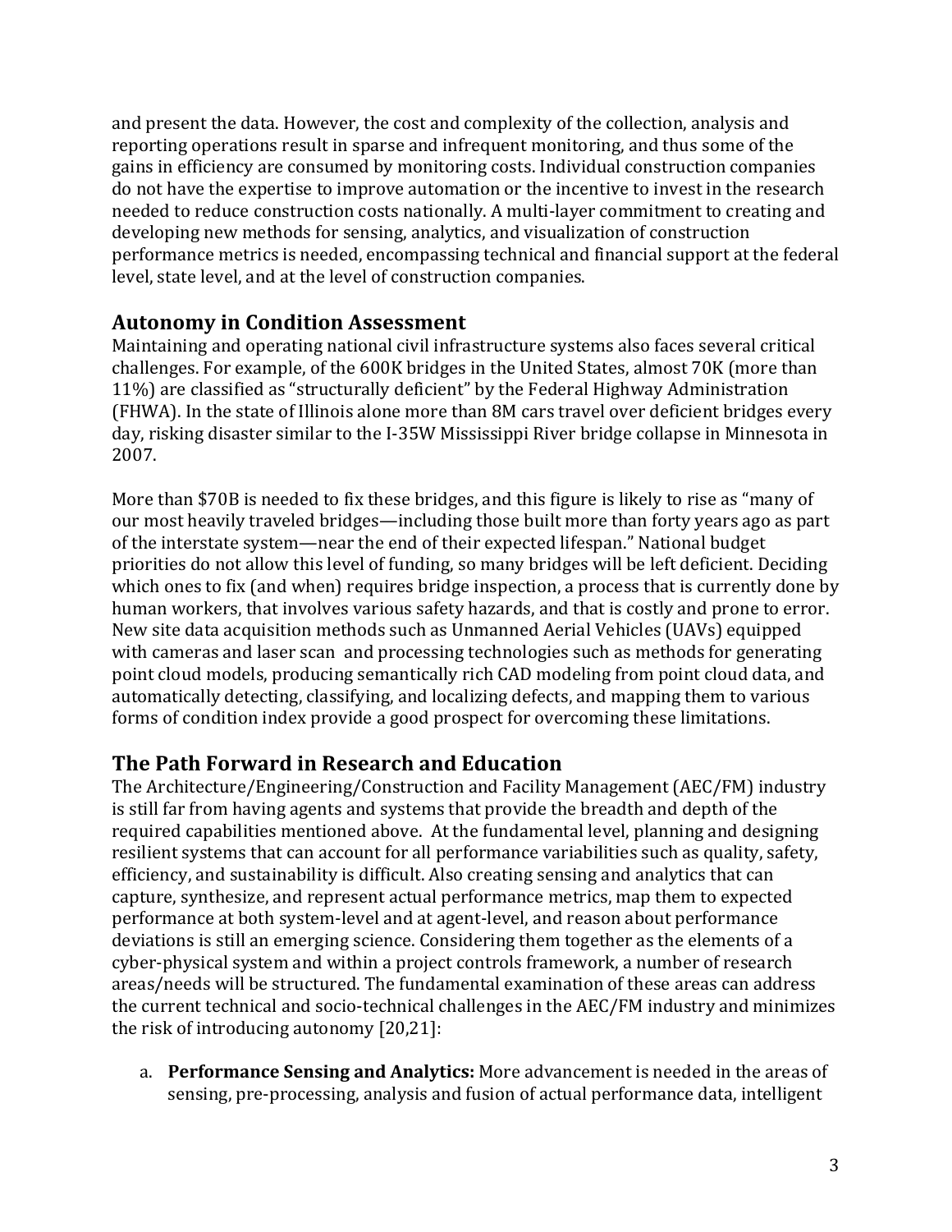and present the data. However, the cost and complexity of the collection, analysis and reporting operations result in sparse and infrequent monitoring, and thus some of the gains in efficiency are consumed by monitoring costs. Individual construction companies do not have the expertise to improve automation or the incentive to invest in the research needed to reduce construction costs nationally. A multi-layer commitment to creating and developing new methods for sensing, analytics, and visualization of construction performance metrics is needed, encompassing technical and financial support at the federal level, state level, and at the level of construction companies.

## Autonomy in Condition Assessment

Maintaining and operating national civil infrastructure systems also faces several critical challenges. For example, of the 600K bridges in the United States, almost 70K (more than 11%) are classified as "structurally deficient" by the Federal Highway Administration (FHWA). In the state of Illinois alone more than 8M cars travel over deficient bridges every day, risking disaster similar to the I-35W Mississippi River bridge collapse in Minnesota in 2007.

More than $70B is needed to fix these bridges, and this figure is likely to rise as "many of our most heavily traveled bridges—including those built more than forty years ago as part of the interstate system—near the end of their expected lifespan." National budget priorities do not allow this level of funding, so many bridges will be left deficient. Deciding which ones to fix (and when) requires bridge inspection, a process that is currently done by human workers, that involves various safety hazards, and that is costly and prone to error. New site data acquisition methods such as Unmanned Aerial Vehicles (UAVs) equipped with cameras and laser scan and processing technologies such as methods for generating point cloud models, producing semantically rich CAD modeling from point cloud data, and automatically detecting, classifying, and localizing defects, and mapping them to various forms of condition index provide a good prospect for overcoming these limitations.

## The Path Forward in Research and Education

The Architecture/Engineering/Construction and Facility Management (AEC/FM) industry is still far from having agents and systems that provide the breadth and depth of the required capabilities mentioned above. At the fundamental level, planning and designing resilient systems that can account for all performance variabilities such as quality, safety, efficiency, and sustainability is difficult. Also creating sensing and analytics that can capture, synthesize, and represent actual performance metrics, map them to expected performance at both system-level and at agent-level, and reason about performance deviations is still an emerging science. Considering them together as the elements of a cyber-physical system and within a project controls framework, a number of research areas/needs will be structured. The fundamental examination of these areas can address the current technical and socio-technical challenges in the AEC/FM industry and minimizes the risk of introducing autonomy [20,21]:

a. **Performance Sensing and Analytics:** More advancement is needed in the areas of sensing, pre-processing, analysis and fusion of actual performance data, intelligent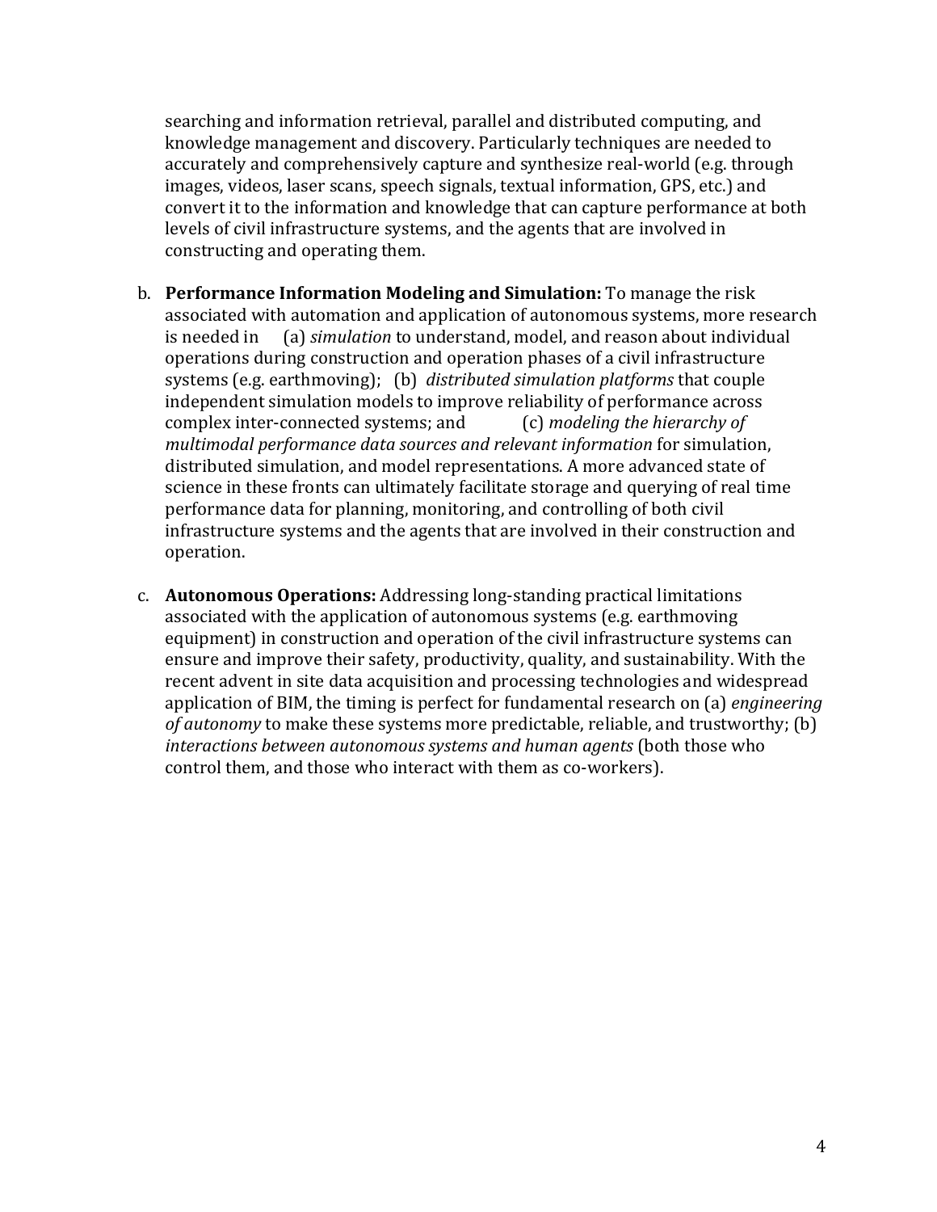searching and information retrieval, parallel and distributed computing, and knowledge management and discovery. Particularly techniques are needed to accurately and comprehensively capture and synthesize real-world (e.g. through images, videos, laser scans, speech signals, textual information, GPS, etc.) and convert it to the information and knowledge that can capture performance at both levels of civil infrastructure systems, and the agents that are involved in constructing and operating them.

b. **Performance Information Modeling and Simulation:** To manage the risk associated with automation and application of autonomous systems, more research is needed in (a) *simulation* to understand, model, and reason about individual operations during construction and operation phases of a civil infrastructure systems (e.g. earthmoving); (b) *distributed simulation platforms* that couple independent simulation models to improve reliability of performance across complex inter-connected systems; and (c) *modeling the hierarchy of multimodal performance data sources and relevant information* for simulation, distributed simulation, and model representations. A more advanced state of science in these fronts can ultimately facilitate storage and querying of real time performance data for planning, monitoring, and controlling of both civil infrastructure systems and the agents that are involved in their construction and operation.

c. **Autonomous Operations:** Addressing long-standing practical limitations associated with the application of autonomous systems (e.g. earthmoving equipment) in construction and operation of the civil infrastructure systems can ensure and improve their safety, productivity, quality, and sustainability. With the recent advent in site data acquisition and processing technologies and widespread application of BIM, the timing is perfect for fundamental research on (a) *engineering of autonomy* to make these systems more predictable, reliable, and trustworthy; (b) *interactions between autonomous systems and human agents* (both those who control them, and those who interact with them as co-workers).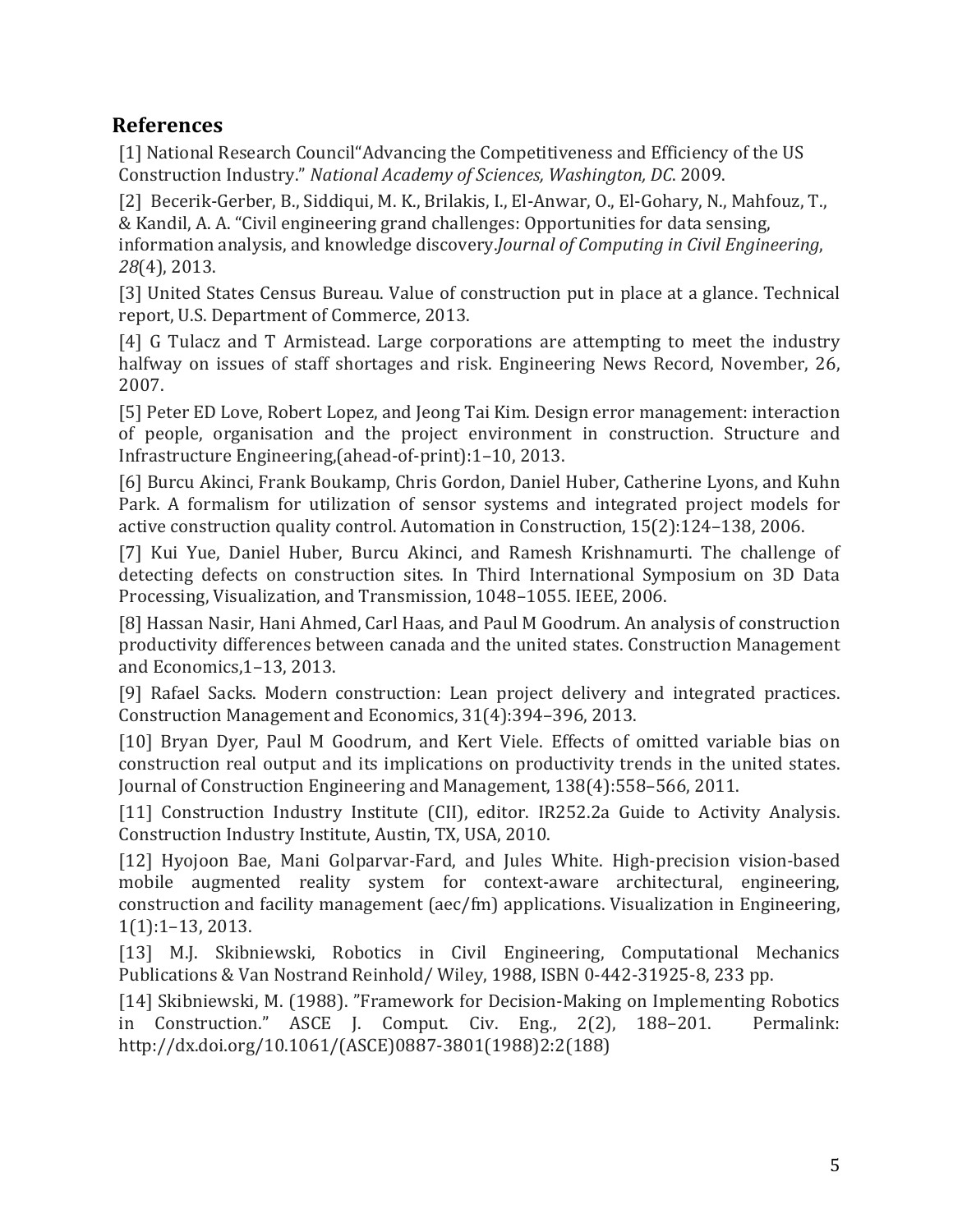## References

[1] National Research Council"Advancing the Competitiveness and Efficiency of the US Construction Industry." *National Academy of Sciences, Washington, DC*. 2009.

[2] Becerik-Gerber, B., Siddiqui, M. K., Brilakis, I., El-Anwar, O., El-Gohary, N., Mahfouz, T., & Kandil, A. A. "Civil engineering grand challenges: Opportunities for data sensing, information analysis, and knowledge discovery.*Journal of Computing in Civil Engineering*, *28*(4), 2013.

[3] United States Census Bureau. Value of construction put in place at a glance. Technical report, U.S. Department of Commerce, 2013.

[4] G Tulacz and T Armistead. Large corporations are attempting to meet the industry halfway on issues of staff shortages and risk. Engineering News Record, November, 26, 2007.

[5] Peter ED Love, Robert Lopez, and Jeong Tai Kim. Design error management: interaction of people, organisation and the project environment in construction. Structure and Infrastructure Engineering,(ahead-of-print):1–10, 2013.

[6] Burcu Akinci, Frank Boukamp, Chris Gordon, Daniel Huber, Catherine Lyons, and Kuhn Park. A formalism for utilization of sensor systems and integrated project models for active construction quality control. Automation in Construction, 15(2):124–138, 2006.

[7] Kui Yue, Daniel Huber, Burcu Akinci, and Ramesh Krishnamurti. The challenge of detecting defects on construction sites. In Third International Symposium on 3D Data Processing, Visualization, and Transmission, 1048–1055. IEEE, 2006.

[8] Hassan Nasir, Hani Ahmed, Carl Haas, and Paul M Goodrum. An analysis of construction productivity differences between canada and the united states. Construction Management and Economics,1–13, 2013.

[9] Rafael Sacks. Modern construction: Lean project delivery and integrated practices. Construction Management and Economics, 31(4):394–396, 2013.

[10] Bryan Dyer, Paul M Goodrum, and Kert Viele. Effects of omitted variable bias on construction real output and its implications on productivity trends in the united states. Journal of Construction Engineering and Management, 138(4):558–566, 2011.

[11] Construction Industry Institute (CII), editor. IR252.2a Guide to Activity Analysis. Construction Industry Institute, Austin, TX, USA, 2010.

[12] Hyojoon Bae, Mani Golparvar-Fard, and Jules White. High-precision vision-based mobile augmented reality system for context-aware architectural, engineering, construction and facility management (aec/fm) applications. Visualization in Engineering, 1(1):1–13, 2013.

[13] M.J. Skibniewski, Robotics in Civil Engineering, Computational Mechanics Publications & Van Nostrand Reinhold/ Wiley, 1988, ISBN 0-442-31925-8, 233 pp.

[14] Skibniewski, M. (1988). "Framework for Decision-Making on Implementing Robotics in Construction." ASCE J. Comput. Civ. Eng., 2(2), 188–201. Permalink: http://dx.doi.org/10.1061/(ASCE)0887-3801(1988)2:2(188)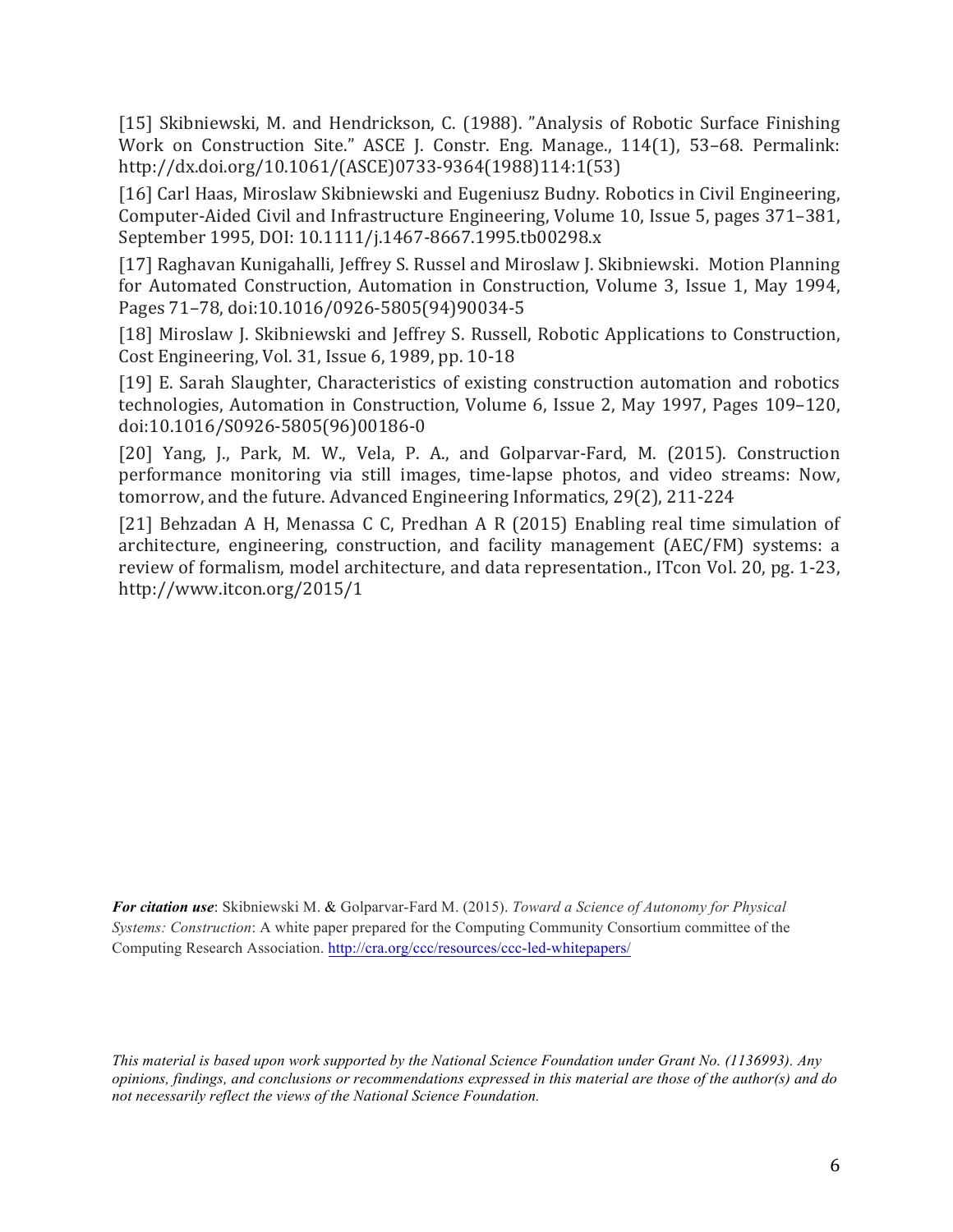[15] Skibniewski, M. and Hendrickson, C. (1988). "Analysis of Robotic Surface Finishing Work on Construction Site." ASCE J. Constr. Eng. Manage., 114(1), 53–68. Permalink: http://dx.doi.org/10.1061/(ASCE)0733-9364(1988)114:1(53)

[16] Carl Haas, Miroslaw Skibniewski and Eugeniusz Budny. Robotics in Civil Engineering, Computer-Aided Civil and Infrastructure Engineering, Volume 10, Issue 5, pages 371–381, September 1995, DOI: 10.1111/j.1467-8667.1995.tb00298.x

[17] Raghavan Kunigahalli, Jeffrey S. Russel and Miroslaw J. Skibniewski. Motion Planning for Automated Construction, Automation in Construction, Volume 3, Issue 1, May 1994, Pages 71–78, doi:10.1016/0926-5805(94)90034-5

[18] Miroslaw J. Skibniewski and Jeffrey S. Russell, Robotic Applications to Construction, Cost Engineering, Vol. 31, Issue 6, 1989, pp. 10-18

[19] E. Sarah Slaughter, Characteristics of existing construction automation and robotics technologies, Automation in Construction, Volume 6, Issue 2, May 1997, Pages 109–120, doi:10.1016/S0926-5805(96)00186-0

[20] Yang, J., Park, M. W., Vela, P. A., and Golparvar-Fard, M. (2015). Construction performance monitoring via still images, time-lapse photos, and video streams: Now, tomorrow, and the future. Advanced Engineering Informatics, 29(2), 211-224

[21] Behzadan A H, Menassa C C, Predhan A R (2015) Enabling real time simulation of architecture, engineering, construction, and facility management (AEC/FM) systems: a review of formalism, model architecture, and data representation., ITcon Vol. 20, pg. 1-23, http://www.itcon.org/2015/1

***For citation use***: Skibniewski M. & Golparvar-Fard M. (2015). *Toward a Science of Autonomy for Physical Systems: Construction*: A white paper prepared for the Computing Community Consortium committee of the Computing Research Association. http://cra.org/ccc/resources/ccc-led-whitepapers/

*This material is based upon work supported by the National Science Foundation under Grant No. (1136993). Any opinions, findings, and conclusions or recommendations expressed in this material are those of the author(s) and do not necessarily reflect the views of the National Science Foundation.*